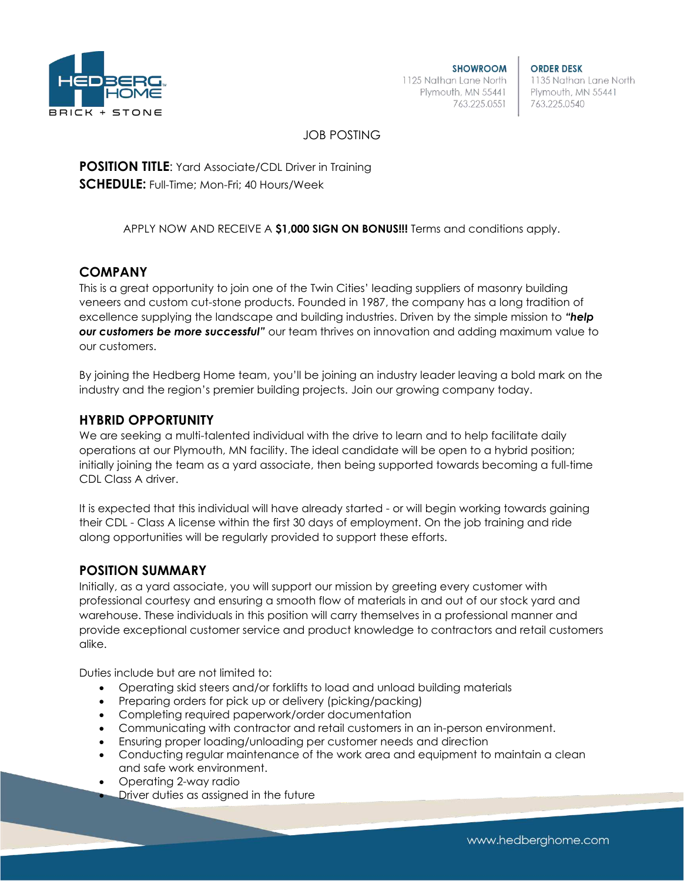SHOWROOM
1125 Nathan Lane North
Plymouth, MN 55441
763.225.0551

ORDER DESK
1135 Nathan Lane North
Plymouth, MN 55441
763.225.0540

JOB POSTING

**POSITION TITLE**: Yard Associate/CDL Driver in Training
**SCHEDULE:** Full-Time; Mon-Fri; 40 Hours/Week

APPLY NOW AND RECEIVE A **$1,000 SIGN ON BONUS!!!** Terms and conditions apply.

## COMPANY

This is a great opportunity to join one of the Twin Cities' leading suppliers of masonry building veneers and custom cut-stone products. Founded in 1987, the company has a long tradition of excellence supplying the landscape and building industries. Driven by the simple mission to ***"help our customers be more successful"*** our team thrives on innovation and adding maximum value to our customers.

By joining the Hedberg Home team, you'll be joining an industry leader leaving a bold mark on the industry and the region's premier building projects. Join our growing company today.

## HYBRID OPPORTUNITY

We are seeking a multi-talented individual with the drive to learn and to help facilitate daily operations at our Plymouth, MN facility. The ideal candidate will be open to a hybrid position; initially joining the team as a yard associate, then being supported towards becoming a full-time CDL Class A driver.

It is expected that this individual will have already started - or will begin working towards gaining their CDL - Class A license within the first 30 days of employment. On the job training and ride along opportunities will be regularly provided to support these efforts.

## POSITION SUMMARY

Initially, as a yard associate, you will support our mission by greeting every customer with professional courtesy and ensuring a smooth flow of materials in and out of our stock yard and warehouse. These individuals in this position will carry themselves in a professional manner and provide exceptional customer service and product knowledge to contractors and retail customers alike.

Duties include but are not limited to:

- Operating skid steers and/or forklifts to load and unload building materials
- Preparing orders for pick up or delivery (picking/packing)
- Completing required paperwork/order documentation
- Communicating with contractor and retail customers in an in-person environment.
- Ensuring proper loading/unloading per customer needs and direction
- Conducting regular maintenance of the work area and equipment to maintain a clean and safe work environment.
- Operating 2-way radio
- Driver duties as assigned in the future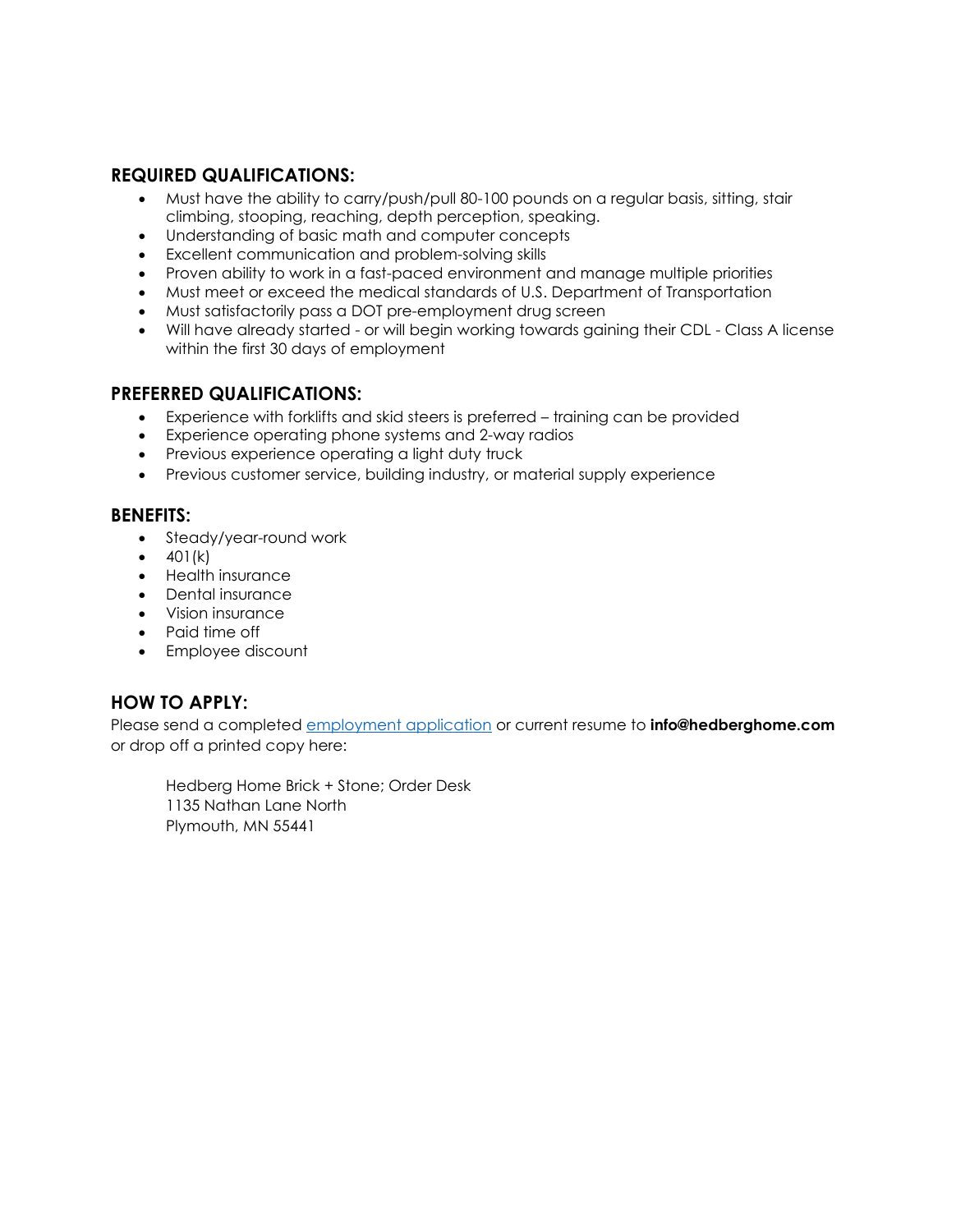## REQUIRED QUALIFICATIONS:

- Must have the ability to carry/push/pull 80-100 pounds on a regular basis, sitting, stair climbing, stooping, reaching, depth perception, speaking.
- Understanding of basic math and computer concepts
- Excellent communication and problem-solving skills
- Proven ability to work in a fast-paced environment and manage multiple priorities
- Must meet or exceed the medical standards of U.S. Department of Transportation
- Must satisfactorily pass a DOT pre-employment drug screen
- Will have already started - or will begin working towards gaining their CDL - Class A license within the first 30 days of employment

## PREFERRED QUALIFICATIONS:

- Experience with forklifts and skid steers is preferred – training can be provided
- Experience operating phone systems and 2-way radios
- Previous experience operating a light duty truck
- Previous customer service, building industry, or material supply experience

## BENEFITS:

- Steady/year-round work
- 401(k)
- Health insurance
- Dental insurance
- Vision insurance
- Paid time off
- Employee discount

## HOW TO APPLY:

Please send a completed employment application or current resume to **info@hedberghome.com** or drop off a printed copy here:

Hedberg Home Brick + Stone; Order Desk
1135 Nathan Lane North
Plymouth, MN 55441